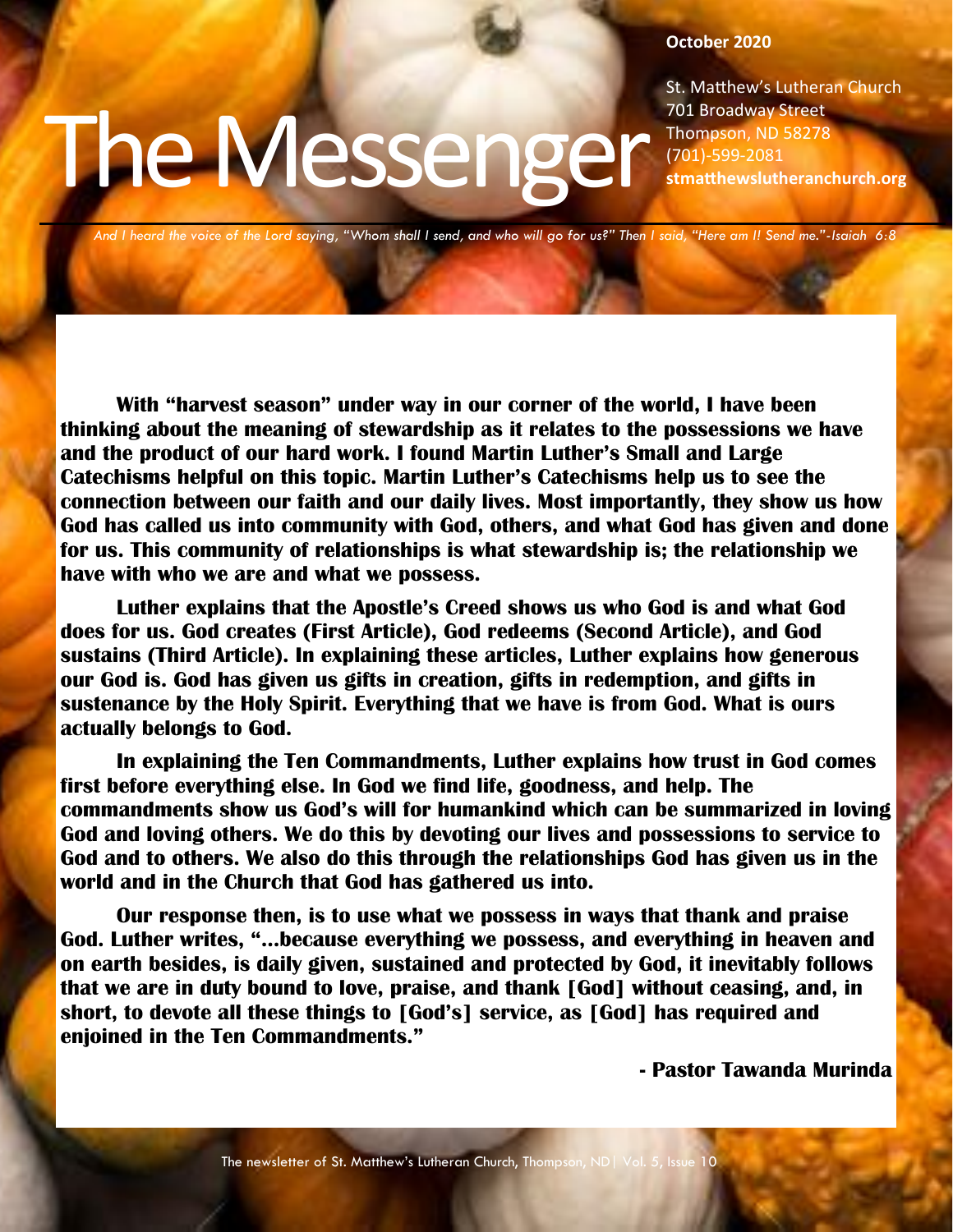October 2020

# The Messenger

St. Matthew's Lutheran Church
701 Broadway Street
Thompson, ND 58278
(701)-599-2081
**stmatthewslutheranchurch.org**

*And I heard the voice of the Lord saying, "Whom shall I send, and who will go for us?" Then I said, "Here am I! Send me."-Isaiah 6:8*

**With "harvest season" under way in our corner of the world, I have been thinking about the meaning of stewardship as it relates to the possessions we have and the product of our hard work. I found Martin Luther's Small and Large Catechisms helpful on this topic. Martin Luther's Catechisms help us to see the connection between our faith and our daily lives. Most importantly, they show us how God has called us into community with God, others, and what God has given and done for us. This community of relationships is what stewardship is; the relationship we have with who we are and what we possess.**

**Luther explains that the Apostle's Creed shows us who God is and what God does for us. God creates (First Article), God redeems (Second Article), and God sustains (Third Article). In explaining these articles, Luther explains how generous our God is. God has given us gifts in creation, gifts in redemption, and gifts in sustenance by the Holy Spirit. Everything that we have is from God. What is ours actually belongs to God.**

**In explaining the Ten Commandments, Luther explains how trust in God comes first before everything else. In God we find life, goodness, and help. The commandments show us God's will for humankind which can be summarized in loving God and loving others. We do this by devoting our lives and possessions to service to God and to others. We also do this through the relationships God has given us in the world and in the Church that God has gathered us into.**

**Our response then, is to use what we possess in ways that thank and praise God. Luther writes, "...because everything we possess, and everything in heaven and on earth besides, is daily given, sustained and protected by God, it inevitably follows that we are in duty bound to love, praise, and thank [God] without ceasing, and, in short, to devote all these things to [God's] service, as [God] has required and enjoined in the Ten Commandments."**

**- Pastor Tawanda Murinda**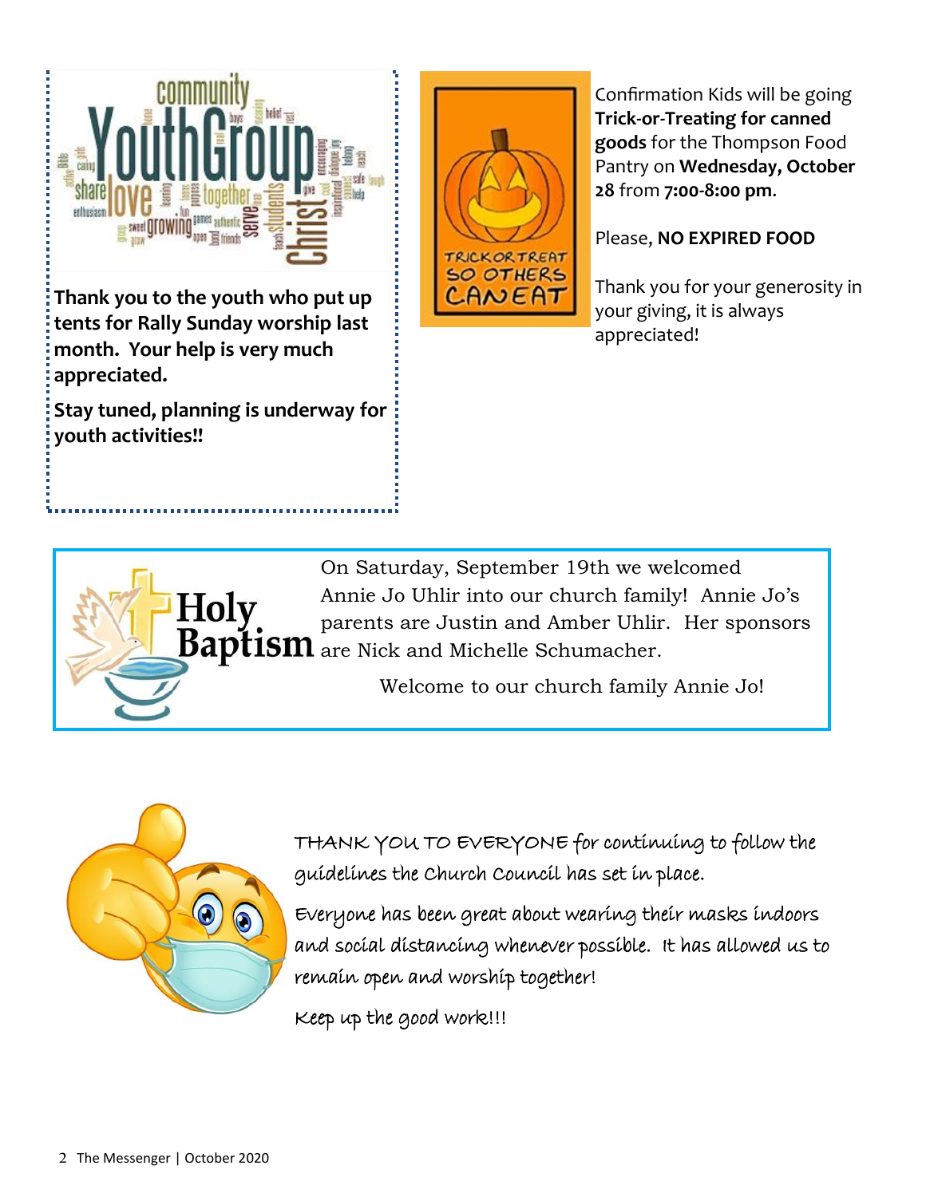**Thank you to the youth who put up tents for Rally Sunday worship last month. Your help is very much appreciated.**

**Stay tuned, planning is underway for youth activities!!**

Confirmation Kids will be going **Trick-or-Treating for canned goods** for the Thompson Food Pantry on **Wednesday, October 28** from **7:00-8:00 pm**.

Please**, NO EXPIRED FOOD**

Thank you for your generosity in your giving, it is always appreciated!

## Holy Baptism

On Saturday, September 19th we welcomed Annie Jo Uhlir into our church family! Annie Jo's parents are Justin and Amber Uhlir. Her sponsors are Nick and Michelle Schumacher.

Welcome to our church family Annie Jo!

THANK YOU TO EVERYONE for continuing to follow the guidelines the Church Council has set in place.

Everyone has been great about wearing their masks indoors and social distancing whenever possible. It has allowed us to remain open and worship together!

Keep up the good work!!!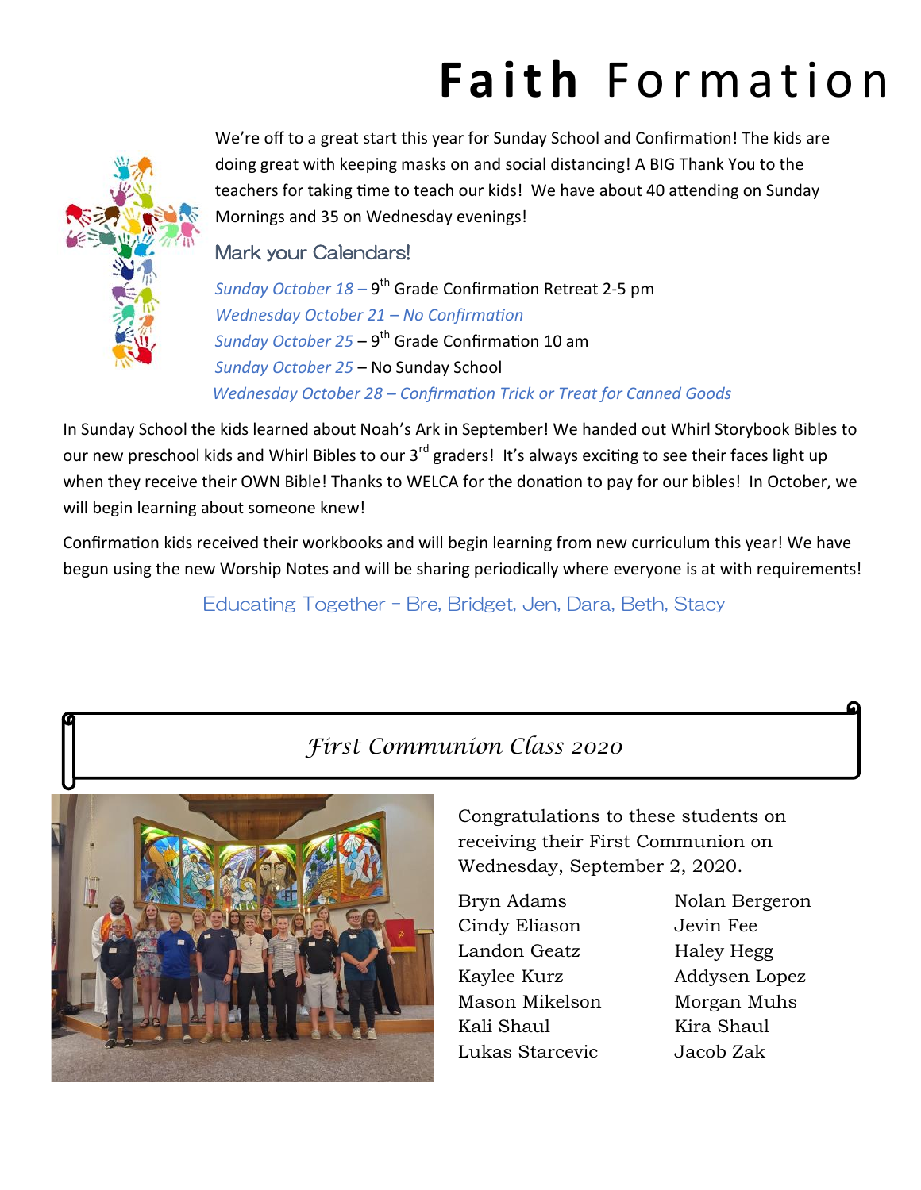# **Faith** Formation

We're off to a great start this year for Sunday School and Confirmation! The kids are doing great with keeping masks on and social distancing! A BIG Thank You to the teachers for taking time to teach our kids! We have about 40 attending on Sunday Mornings and 35 on Wednesday evenings!

### Mark your Calendars!

*Sunday October 18* – 9th Grade Confirmation Retreat 2-5 pm
*Wednesday October 21 – No Confirmation*
*Sunday October 25* – 9th Grade Confirmation 10 am
*Sunday October 25* – No Sunday School
*Wednesday October 28 – Confirmation Trick or Treat for Canned Goods*

In Sunday School the kids learned about Noah's Ark in September! We handed out Whirl Storybook Bibles to our new preschool kids and Whirl Bibles to our 3rd graders! It's always exciting to see their faces light up when they receive their OWN Bible! Thanks to WELCA for the donation to pay for our bibles! In October, we will begin learning about someone knew!

Confirmation kids received their workbooks and will begin learning from new curriculum this year! We have begun using the new Worship Notes and will be sharing periodically where everyone is at with requirements!

Educating Together - Bre, Bridget, Jen, Dara, Beth, Stacy

## *First Communion Class 2020*

Congratulations to these students on receiving their First Communion on Wednesday, September 2, 2020.

| | |
|---|---|
| Bryn Adams | Nolan Bergeron |
| Cindy Eliason | Jevin Fee |
| Landon Geatz | Haley Hegg |
| Kaylee Kurz | Addysen Lopez |
| Mason Mikelson | Morgan Muhs |
| Kali Shaul | Kira Shaul |
| Lukas Starcevic | Jacob Zak |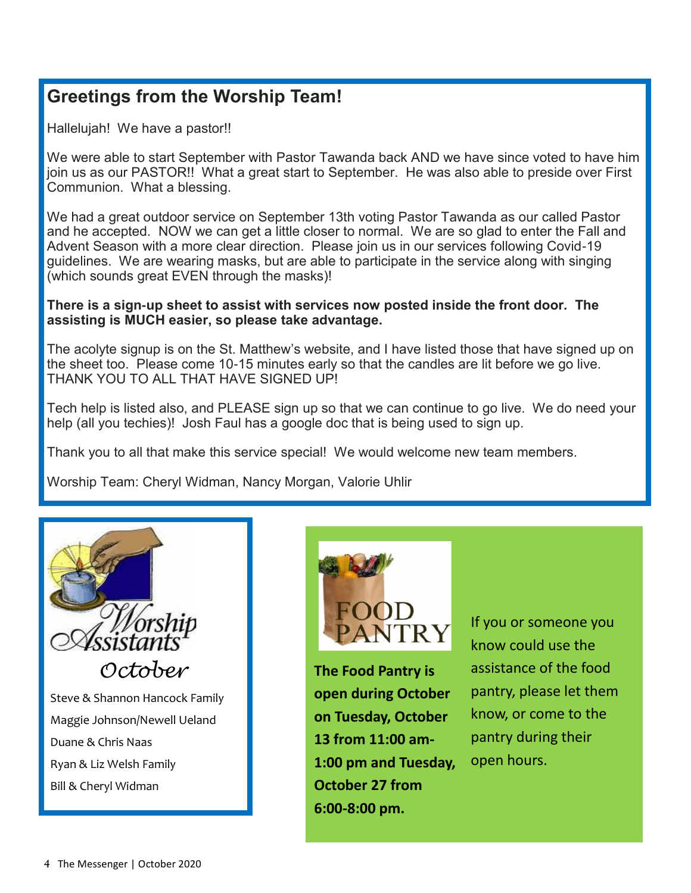## Greetings from the Worship Team!

Hallelujah! We have a pastor!!

We were able to start September with Pastor Tawanda back AND we have since voted to have him join us as our PASTOR!! What a great start to September. He was also able to preside over First Communion. What a blessing.

We had a great outdoor service on September 13th voting Pastor Tawanda as our called Pastor and he accepted. NOW we can get a little closer to normal. We are so glad to enter the Fall and Advent Season with a more clear direction. Please join us in our services following Covid-19 guidelines. We are wearing masks, but are able to participate in the service along with singing (which sounds great EVEN through the masks)!

**There is a sign-up sheet to assist with services now posted inside the front door. The assisting is MUCH easier, so please take advantage.**

The acolyte signup is on the St. Matthew's website, and I have listed those that have signed up on the sheet too. Please come 10-15 minutes early so that the candles are lit before we go live. THANK YOU TO ALL THAT HAVE SIGNED UP!

Tech help is listed also, and PLEASE sign up so that we can continue to go live. We do need your help (all you techies)! Josh Faul has a google doc that is being used to sign up.

Thank you to all that make this service special! We would welcome new team members.

Worship Team: Cheryl Widman, Nancy Morgan, Valorie Uhlir

## Worship Assistants

*October*

Steve & Shannon Hancock Family
Maggie Johnson/Newell Ueland
Duane & Chris Naas
Ryan & Liz Welsh Family
Bill & Cheryl Widman

## FOOD PANTRY

**The Food Pantry is open during October on Tuesday, October 13 from 11:00 am-1:00 pm and Tuesday, October 27 from 6:00-8:00 pm.**

If you or someone you know could use the assistance of the food pantry, please let them know, or come to the pantry during their open hours.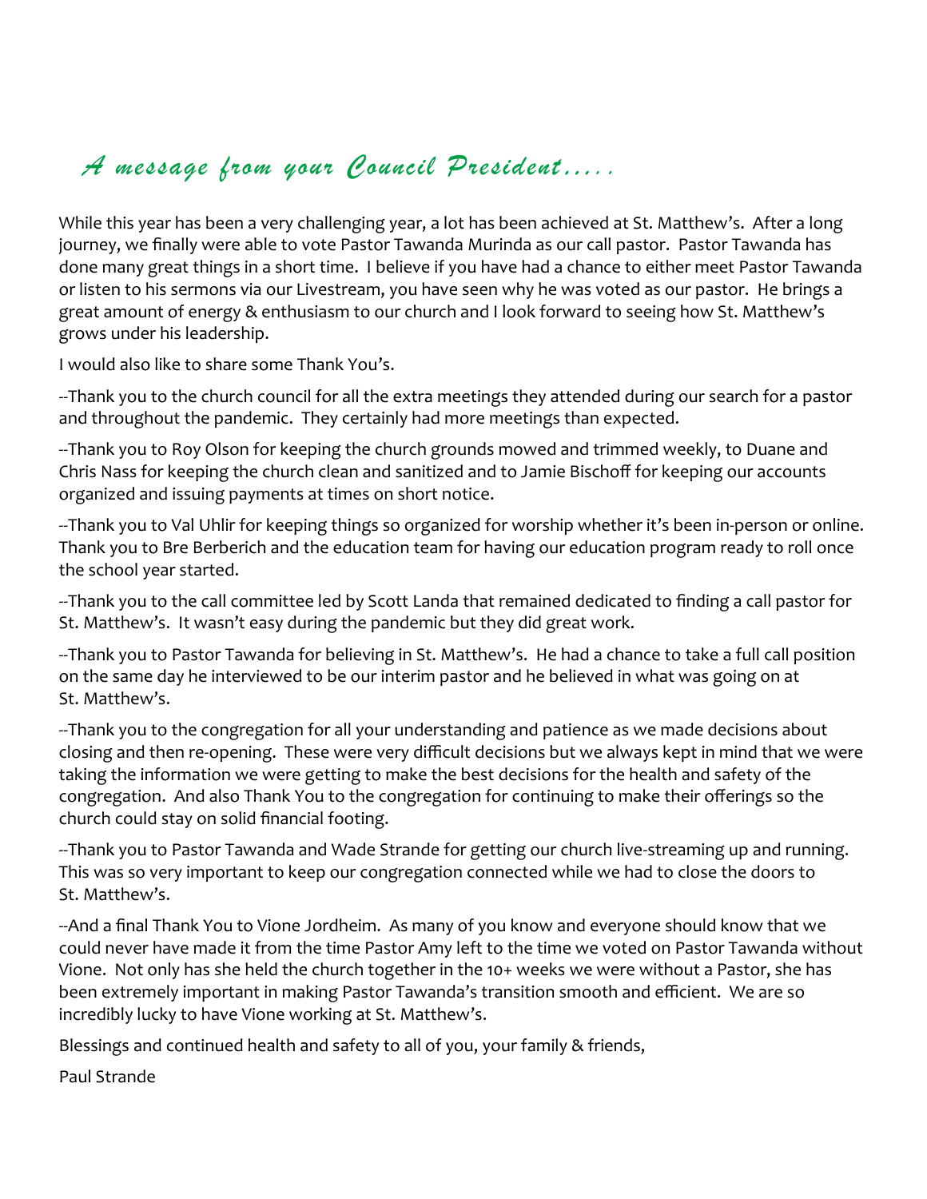## *A message from your Council President.....*

While this year has been a very challenging year, a lot has been achieved at St. Matthew's. After a long journey, we finally were able to vote Pastor Tawanda Murinda as our call pastor. Pastor Tawanda has done many great things in a short time. I believe if you have had a chance to either meet Pastor Tawanda or listen to his sermons via our Livestream, you have seen why he was voted as our pastor. He brings a great amount of energy & enthusiasm to our church and I look forward to seeing how St. Matthew's grows under his leadership.

I would also like to share some Thank You's.

--Thank you to the church council for all the extra meetings they attended during our search for a pastor and throughout the pandemic. They certainly had more meetings than expected.

--Thank you to Roy Olson for keeping the church grounds mowed and trimmed weekly, to Duane and Chris Nass for keeping the church clean and sanitized and to Jamie Bischoff for keeping our accounts organized and issuing payments at times on short notice.

--Thank you to Val Uhlir for keeping things so organized for worship whether it's been in-person or online. Thank you to Bre Berberich and the education team for having our education program ready to roll once the school year started.

--Thank you to the call committee led by Scott Landa that remained dedicated to finding a call pastor for St. Matthew's. It wasn't easy during the pandemic but they did great work.

--Thank you to Pastor Tawanda for believing in St. Matthew's. He had a chance to take a full call position on the same day he interviewed to be our interim pastor and he believed in what was going on at St. Matthew's.

--Thank you to the congregation for all your understanding and patience as we made decisions about closing and then re-opening. These were very difficult decisions but we always kept in mind that we were taking the information we were getting to make the best decisions for the health and safety of the congregation. And also Thank You to the congregation for continuing to make their offerings so the church could stay on solid financial footing.

--Thank you to Pastor Tawanda and Wade Strande for getting our church live-streaming up and running. This was so very important to keep our congregation connected while we had to close the doors to St. Matthew's.

--And a final Thank You to Vione Jordheim. As many of you know and everyone should know that we could never have made it from the time Pastor Amy left to the time we voted on Pastor Tawanda without Vione. Not only has she held the church together in the 10+ weeks we were without a Pastor, she has been extremely important in making Pastor Tawanda's transition smooth and efficient. We are so incredibly lucky to have Vione working at St. Matthew's.

Blessings and continued health and safety to all of you, your family & friends,

Paul Strande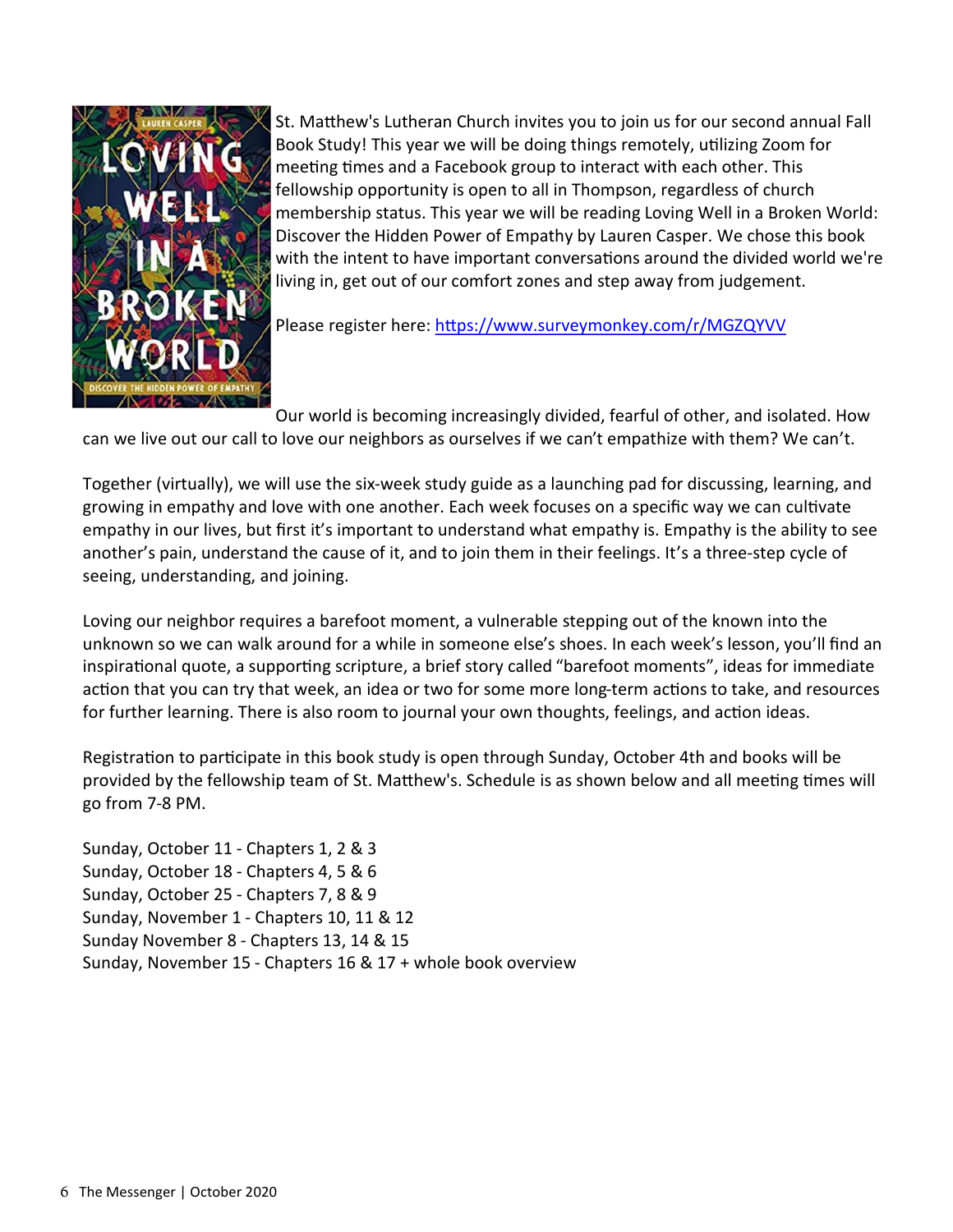St. Matthew's Lutheran Church invites you to join us for our second annual Fall Book Study! This year we will be doing things remotely, utilizing Zoom for meeting times and a Facebook group to interact with each other. This fellowship opportunity is open to all in Thompson, regardless of church membership status. This year we will be reading Loving Well in a Broken World: Discover the Hidden Power of Empathy by Lauren Casper. We chose this book with the intent to have important conversations around the divided world we're living in, get out of our comfort zones and step away from judgement.

Please register here: [https://www.surveymonkey.com/r/MGZQYVV](https://www.surveymonkey.com/r/MGZQYVV)

Our world is becoming increasingly divided, fearful of other, and isolated. How can we live out our call to love our neighbors as ourselves if we can't empathize with them? We can't.

Together (virtually), we will use the six-week study guide as a launching pad for discussing, learning, and growing in empathy and love with one another. Each week focuses on a specific way we can cultivate empathy in our lives, but first it's important to understand what empathy is. Empathy is the ability to see another's pain, understand the cause of it, and to join them in their feelings. It's a three-step cycle of seeing, understanding, and joining.

Loving our neighbor requires a barefoot moment, a vulnerable stepping out of the known into the unknown so we can walk around for a while in someone else's shoes. In each week's lesson, you'll find an inspirational quote, a supporting scripture, a brief story called "barefoot moments", ideas for immediate action that you can try that week, an idea or two for some more long-term actions to take, and resources for further learning. There is also room to journal your own thoughts, feelings, and action ideas.

Registration to participate in this book study is open through Sunday, October 4th and books will be provided by the fellowship team of St. Matthew's. Schedule is as shown below and all meeting times will go from 7-8 PM.

Sunday, October 11 - Chapters 1, 2 & 3
Sunday, October 18 - Chapters 4, 5 & 6
Sunday, October 25 - Chapters 7, 8 & 9
Sunday, November 1 - Chapters 10, 11 & 12
Sunday November 8 - Chapters 13, 14 & 15
Sunday, November 15 - Chapters 16 & 17 + whole book overview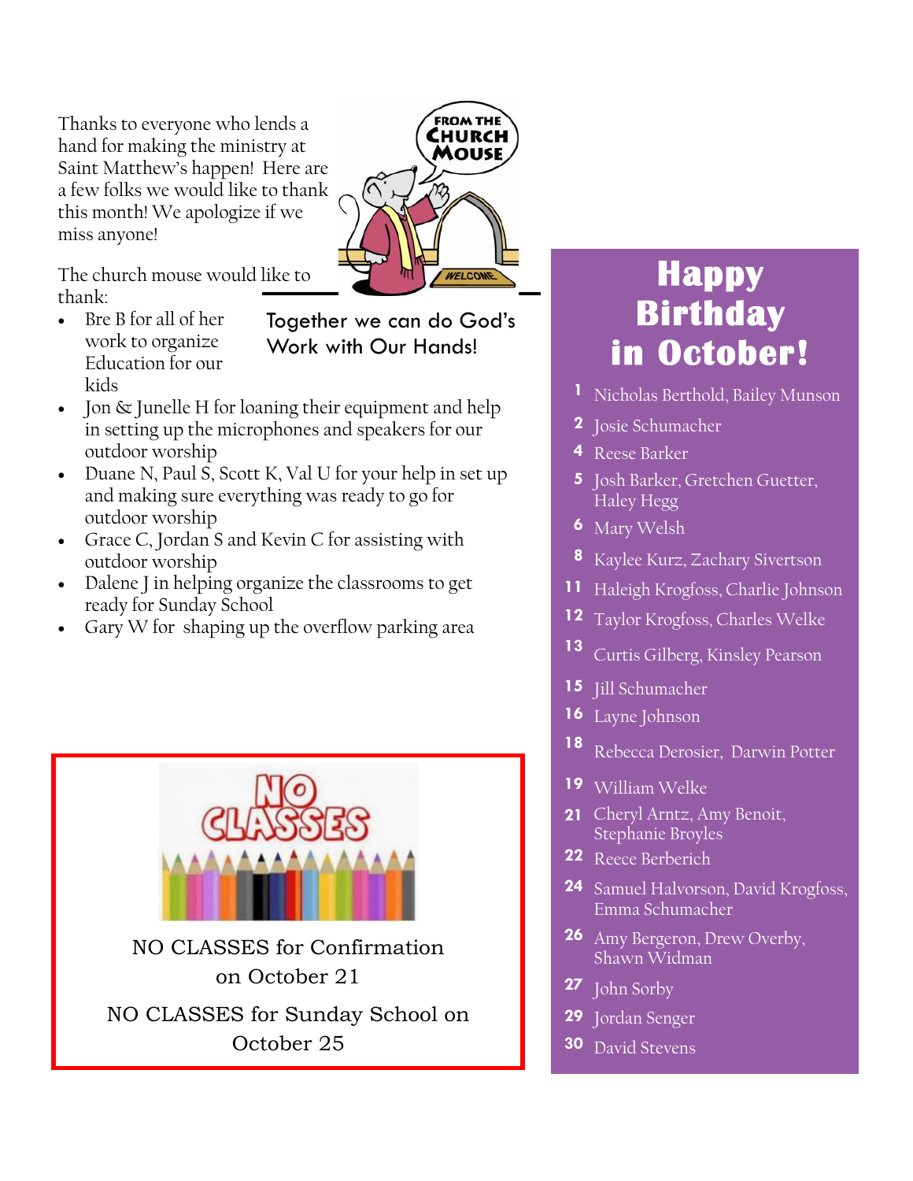Thanks to everyone who lends a hand for making the ministry at Saint Matthew's happen! Here are a few folks we would like to thank this month! We apologize if we miss anyone!

The church mouse would like to thank:

- Bre B for all of her work to organize Education for our kids
- Jon & Junelle H for loaning their equipment and help in setting up the microphones and speakers for our outdoor worship
- Duane N, Paul S, Scott K, Val U for your help in set up and making sure everything was ready to go for outdoor worship
- Grace C, Jordan S and Kevin C for assisting with outdoor worship
- Dalene J in helping organize the classrooms to get ready for Sunday School
- Gary W for shaping up the overflow parking area

Together we can do God's Work with Our Hands!

NO CLASSES for Confirmation on October 21

NO CLASSES for Sunday School on October 25

# Happy Birthday in October!

**1** Nicholas Berthold, Bailey Munson

**2** Josie Schumacher

**4** Reese Barker

**5** Josh Barker, Gretchen Guetter, Haley Hegg

**6** Mary Welsh

**8** Kaylee Kurz, Zachary Sivertson

**11** Haleigh Krogfoss, Charlie Johnson

**12** Taylor Krogfoss, Charles Welke

**13** Curtis Gilberg, Kinsley Pearson

**15** Jill Schumacher

**16** Layne Johnson

**18** Rebecca Derosier, Darwin Potter

**19** William Welke

**21** Cheryl Arntz, Amy Benoit, Stephanie Broyles

**22** Reece Berberich

**24** Samuel Halvorson, David Krogfoss, Emma Schumacher

**26** Amy Bergeron, Drew Overby, Shawn Widman

**27** John Sorby

**29** Jordan Senger

**30** David Stevens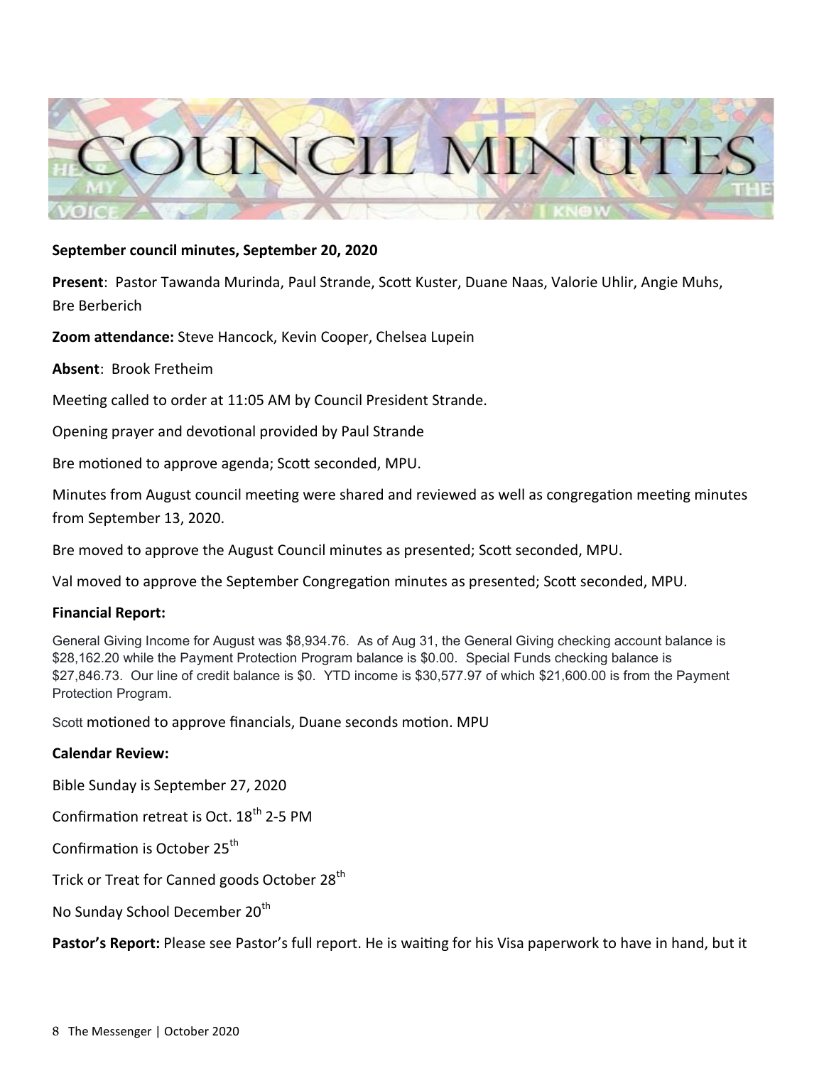# COUNCIL MINUTES

**September council minutes, September 20, 2020**

**Present**: Pastor Tawanda Murinda, Paul Strande, Scott Kuster, Duane Naas, Valorie Uhlir, Angie Muhs, Bre Berberich

**Zoom attendance:** Steve Hancock, Kevin Cooper, Chelsea Lupein

**Absent**: Brook Fretheim

Meeting called to order at 11:05 AM by Council President Strande.

Opening prayer and devotional provided by Paul Strande

Bre motioned to approve agenda; Scott seconded, MPU.

Minutes from August council meeting were shared and reviewed as well as congregation meeting minutes from September 13, 2020.

Bre moved to approve the August Council minutes as presented; Scott seconded, MPU.

Val moved to approve the September Congregation minutes as presented; Scott seconded, MPU.

**Financial Report:**

General Giving Income for August was $8,934.76. As of Aug 31, the General Giving checking account balance is $28,162.20 while the Payment Protection Program balance is $0.00. Special Funds checking balance is $27,846.73. Our line of credit balance is $0. YTD income is $30,577.97 of which $21,600.00 is from the Payment Protection Program.

Scott motioned to approve financials, Duane seconds motion. MPU

**Calendar Review:**

Bible Sunday is September 27, 2020

Confirmation retreat is Oct. 18th 2-5 PM

Confirmation is October 25th

Trick or Treat for Canned goods October 28th

No Sunday School December 20th

**Pastor's Report:** Please see Pastor's full report. He is waiting for his Visa paperwork to have in hand, but it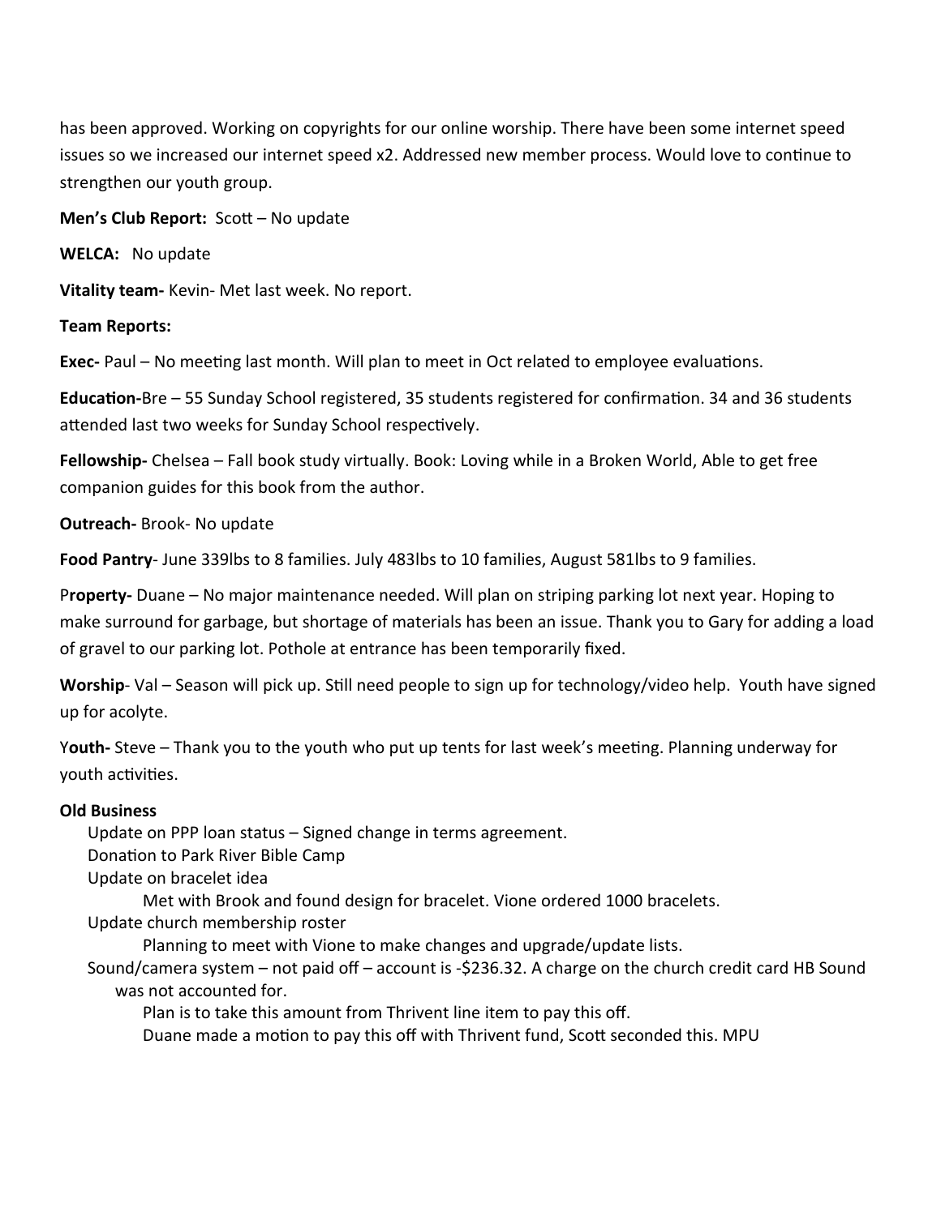has been approved. Working on copyrights for our online worship. There have been some internet speed issues so we increased our internet speed x2. Addressed new member process. Would love to continue to strengthen our youth group.

**Men's Club Report:** Scott – No update

**WELCA:** No update

**Vitality team-** Kevin- Met last week. No report.

**Team Reports:**

**Exec-** Paul – No meeting last month. Will plan to meet in Oct related to employee evaluations.

**Education-**Bre – 55 Sunday School registered, 35 students registered for confirmation. 34 and 36 students attended last two weeks for Sunday School respectively.

**Fellowship-** Chelsea – Fall book study virtually. Book: Loving while in a Broken World, Able to get free companion guides for this book from the author.

**Outreach-** Brook- No update

**Food Pantry**- June 339lbs to 8 families. July 483lbs to 10 families, August 581lbs to 9 families.

P**roperty-** Duane – No major maintenance needed. Will plan on striping parking lot next year. Hoping to make surround for garbage, but shortage of materials has been an issue. Thank you to Gary for adding a load of gravel to our parking lot. Pothole at entrance has been temporarily fixed.

**Worship**- Val – Season will pick up. Still need people to sign up for technology/video help. Youth have signed up for acolyte.

Y**outh-** Steve – Thank you to the youth who put up tents for last week's meeting. Planning underway for youth activities.

**Old Business**

- Update on PPP loan status – Signed change in terms agreement.
- Donation to Park River Bible Camp
- Update on bracelet idea
  - Met with Brook and found design for bracelet. Vione ordered 1000 bracelets.
- Update church membership roster
  - Planning to meet with Vione to make changes and upgrade/update lists.
- Sound/camera system – not paid off – account is -$236.32. A charge on the church credit card HB Sound was not accounted for.
  - Plan is to take this amount from Thrivent line item to pay this off.
  - Duane made a motion to pay this off with Thrivent fund, Scott seconded this. MPU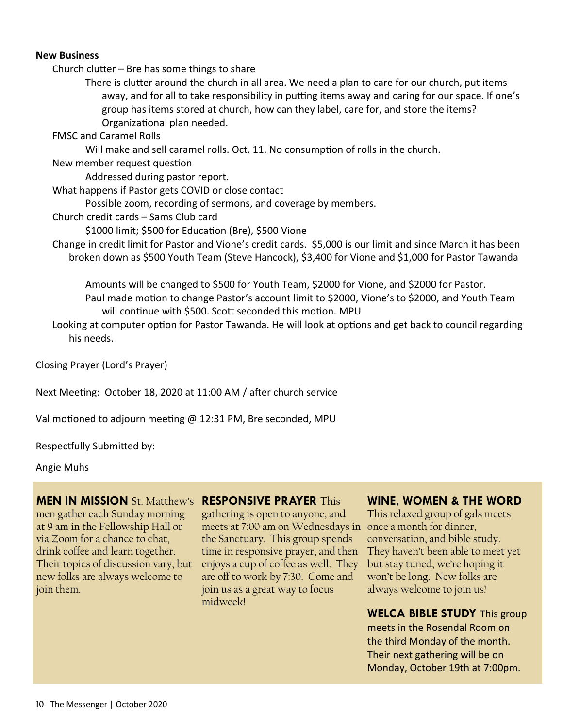**New Business**

Church clutter – Bre has some things to share

There is clutter around the church in all area. We need a plan to care for our church, put items away, and for all to take responsibility in putting items away and caring for our space. If one's group has items stored at church, how can they label, care for, and store the items? Organizational plan needed.

FMSC and Caramel Rolls

Will make and sell caramel rolls. Oct. 11. No consumption of rolls in the church.

New member request question

Addressed during pastor report.

What happens if Pastor gets COVID or close contact

Possible zoom, recording of sermons, and coverage by members.

Church credit cards – Sams Club card

$1000 limit; $500 for Education (Bre), $500 Vione

Change in credit limit for Pastor and Vione's credit cards. $5,000 is our limit and since March it has been broken down as $500 Youth Team (Steve Hancock), $3,400 for Vione and $1,000 for Pastor Tawanda

Amounts will be changed to $500 for Youth Team, $2000 for Vione, and $2000 for Pastor.

Paul made motion to change Pastor's account limit to $2000, Vione's to $2000, and Youth Team will continue with $500. Scott seconded this motion. MPU

Looking at computer option for Pastor Tawanda. He will look at options and get back to council regarding his needs.

Closing Prayer (Lord's Prayer)

Next Meeting: October 18, 2020 at 11:00 AM / after church service

Val motioned to adjourn meeting @ 12:31 PM, Bre seconded, MPU

Respectfully Submitted by:

Angie Muhs

**MEN IN MISSION** St. Matthew's men gather each Sunday morning at 9 am in the Fellowship Hall or via Zoom for a chance to chat, drink coffee and learn together. Their topics of discussion vary, but new folks are always welcome to join them.

**RESPONSIVE PRAYER** This gathering is open to anyone, and meets at 7:00 am on Wednesdays in the Sanctuary. This group spends time in responsive prayer, and then enjoys a cup of coffee as well. They are off to work by 7:30. Come and join us as a great way to focus midweek!

**WINE, WOMEN & THE WORD** This relaxed group of gals meets once a month for dinner, conversation, and bible study. They haven't been able to meet yet but stay tuned, we're hoping it won't be long. New folks are always welcome to join us!

**WELCA BIBLE STUDY** This group meets in the Rosendal Room on the third Monday of the month. Their next gathering will be on Monday, October 19th at 7:00pm.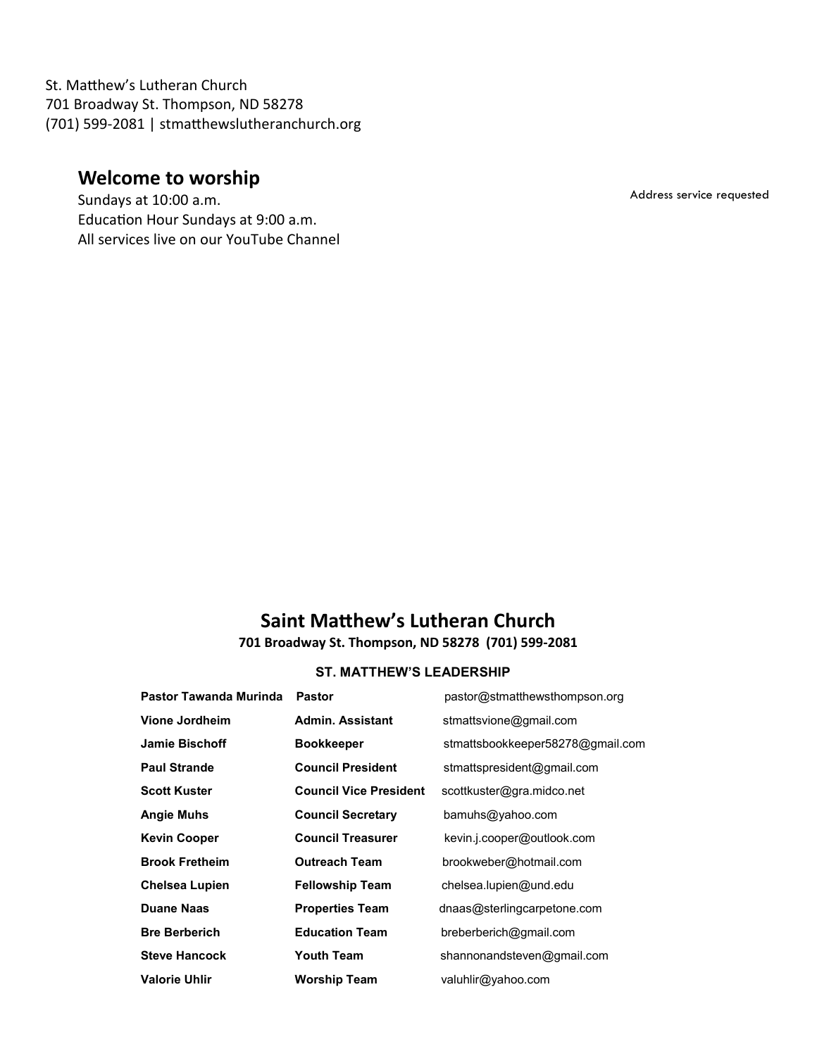St. Matthew's Lutheran Church
701 Broadway St. Thompson, ND 58278
(701) 599-2081 | stmatthewslutheranchurch.org

## Welcome to worship

Sundays at 10:00 a.m.
Education Hour Sundays at 9:00 a.m.
All services live on our YouTube Channel

Address service requested

# Saint Matthew's Lutheran Church

**701 Broadway St. Thompson, ND 58278 (701) 599-2081**

### ST. MATTHEW'S LEADERSHIP

| | | |
|---|---|---|
| **Pastor Tawanda Murinda** | **Pastor** | pastor@stmatthewsthompson.org |
| **Vione Jordheim** | **Admin. Assistant** | stmattsvione@gmail.com |
| **Jamie Bischoff** | **Bookkeeper** | stmattsbookkeeper58278@gmail.com |
| **Paul Strande** | **Council President** | stmattspresident@gmail.com |
| **Scott Kuster** | **Council Vice President** | scottkuster@gra.midco.net |
| **Angie Muhs** | **Council Secretary** | bamuhs@yahoo.com |
| **Kevin Cooper** | **Council Treasurer** | kevin.j.cooper@outlook.com |
| **Brook Fretheim** | **Outreach Team** | brookweber@hotmail.com |
| **Chelsea Lupien** | **Fellowship Team** | chelsea.lupien@und.edu |
| **Duane Naas** | **Properties Team** | dnaas@sterlingcarpetone.com |
| **Bre Berberich** | **Education Team** | breberberich@gmail.com |
| **Steve Hancock** | **Youth Team** | shannonandsteven@gmail.com |
| **Valorie Uhlir** | **Worship Team** | valuhlir@yahoo.com |